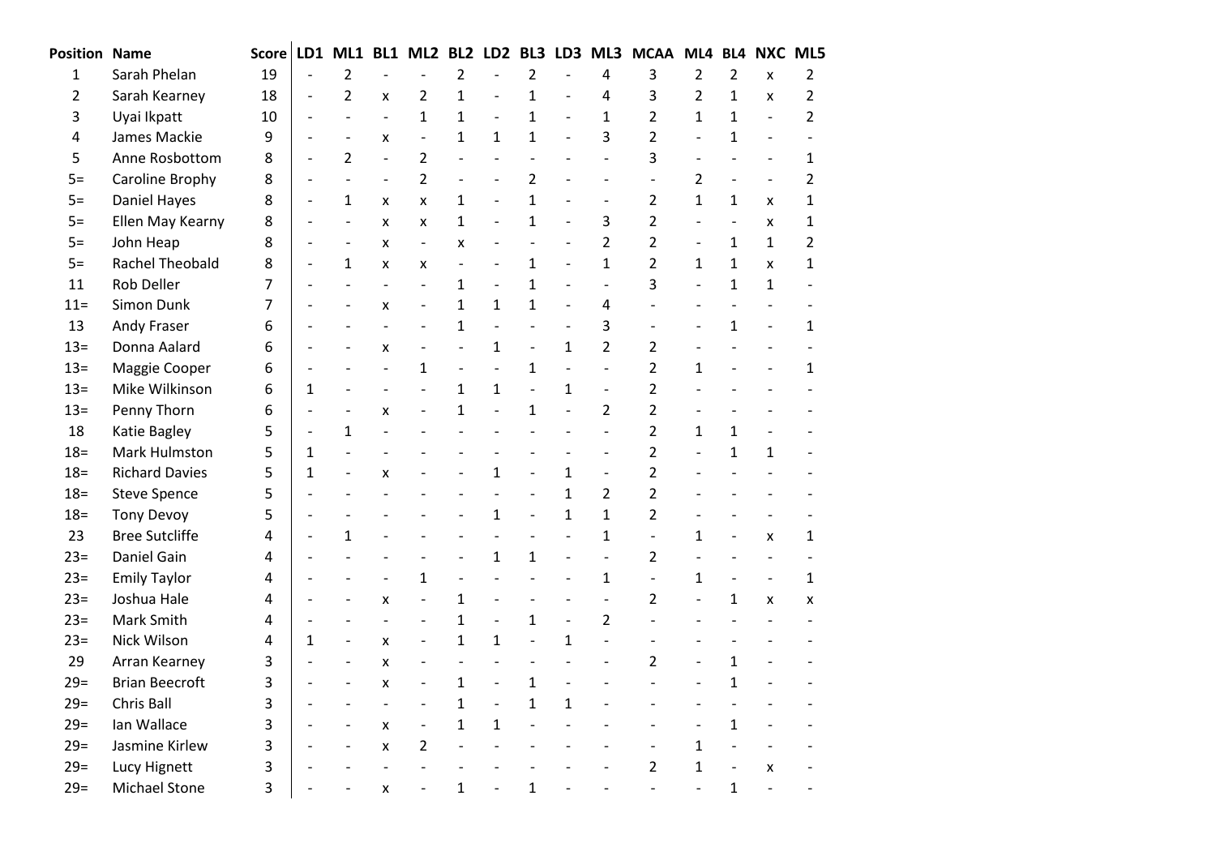| Position | Name | Score | LD1 | ML1 | BL1 | ML2 | BL2 | LD2 | BL3 | LD3 | ML3 | MCAA | ML4 | BL4 | NXC | ML5 |
|---|---|---|---|---|---|---|---|---|---|---|---|---|---|---|---|---|
| 1 | Sarah Phelan | 19 | - | 2 | - | - | 2 | - | 2 | - | 4 | 3 | 2 | 2 | x | 2 |
| 2 | Sarah Kearney | 18 | - | 2 | x | 2 | 1 | - | 1 | - | 4 | 3 | 2 | 1 | x | 2 |
| 3 | Uyai Ikpatt | 10 | - | - | - | 1 | 1 | - | 1 | - | 1 | 2 | 1 | 1 | - | 2 |
| 4 | James Mackie | 9 | - | - | x | - | 1 | 1 | 1 | - | 3 | 2 | - | 1 | - | - |
| 5 | Anne Rosbottom | 8 | - | 2 | - | 2 | - | - | - | - | - | 3 | - | - | - | 1 |
| 5= | Caroline Brophy | 8 | - | - | - | 2 | - | - | 2 | - | - | - | 2 | - | - | 2 |
| 5= | Daniel Hayes | 8 | - | 1 | x | x | 1 | - | 1 | - | - | 2 | 1 | 1 | x | 1 |
| 5= | Ellen May Kearny | 8 | - | - | x | x | 1 | - | 1 | - | 3 | 2 | - | - | x | 1 |
| 5= | John Heap | 8 | - | - | x | - | x | - | - | - | 2 | 2 | - | 1 | 1 | 2 |
| 5= | Rachel Theobald | 8 | - | 1 | x | x | - | - | 1 | - | 1 | 2 | 1 | 1 | x | 1 |
| 11 | Rob Deller | 7 | - | - | - | - | 1 | - | 1 | - | - | 3 | - | 1 | 1 | - |
| 11= | Simon Dunk | 7 | - | - | x | - | 1 | 1 | 1 | - | 4 | - | - | - | - | - |
| 13 | Andy Fraser | 6 | - | - | - | - | 1 | - | - | - | 3 | - | - | 1 | - | 1 |
| 13= | Donna Aalard | 6 | - | - | x | - | - | 1 | - | 1 | 2 | 2 | - | - | - | - |
| 13= | Maggie Cooper | 6 | - | - | - | 1 | - | - | 1 | - | - | 2 | 1 | - | - | 1 |
| 13= | Mike Wilkinson | 6 | 1 | - | - | - | 1 | 1 | - | 1 | - | 2 | - | - | - | - |
| 13= | Penny Thorn | 6 | - | - | x | - | 1 | - | 1 | - | 2 | 2 | - | - | - | - |
| 18 | Katie Bagley | 5 | - | 1 | - | - | - | - | - | - | - | 2 | 1 | 1 | - | - |
| 18= | Mark Hulmston | 5 | 1 | - | - | - | - | - | - | - | - | 2 | - | 1 | 1 | - |
| 18= | Richard Davies | 5 | 1 | - | x | - | - | 1 | - | 1 | - | 2 | - | - | - | - |
| 18= | Steve Spence | 5 | - | - | - | - | - | - | - | 1 | 2 | 2 | - | - | - | - |
| 18= | Tony Devoy | 5 | - | - | - | - | - | 1 | - | 1 | 1 | 2 | - | - | - | - |
| 23 | Bree Sutcliffe | 4 | - | 1 | - | - | - | - | - | - | 1 | - | 1 | - | x | 1 |
| 23= | Daniel Gain | 4 | - | - | - | - | - | 1 | 1 | - | - | 2 | - | - | - | - |
| 23= | Emily Taylor | 4 | - | - | - | 1 | - | - | - | - | 1 | - | 1 | - | - | 1 |
| 23= | Joshua Hale | 4 | - | - | x | - | 1 | - | - | - | - | 2 | - | 1 | x | x |
| 23= | Mark Smith | 4 | - | - | - | - | 1 | - | 1 | - | 2 | - | - | - | - | - |
| 23= | Nick Wilson | 4 | 1 | - | x | - | 1 | 1 | - | 1 | - | - | - | - | - | - |
| 29 | Arran Kearney | 3 | - | - | x | - | - | - | - | - | - | 2 | - | 1 | - | - |
| 29= | Brian Beecroft | 3 | - | - | x | - | 1 | - | 1 | - | - | - | - | 1 | - | - |
| 29= | Chris Ball | 3 | - | - | - | - | 1 | - | 1 | 1 | - | - | - | - | - | - |
| 29= | Ian Wallace | 3 | - | - | x | - | 1 | 1 | - | - | - | - | - | 1 | - | - |
| 29= | Jasmine Kirlew | 3 | - | - | x | 2 | - | - | - | - | - | - | 1 | - | - | - |
| 29= | Lucy Hignett | 3 | - | - | - | - | - | - | - | - | - | 2 | 1 | - | x | - |
| 29= | Michael Stone | 3 | - | - | x | - | 1 | - | 1 | - | - | - | - | 1 | - | - |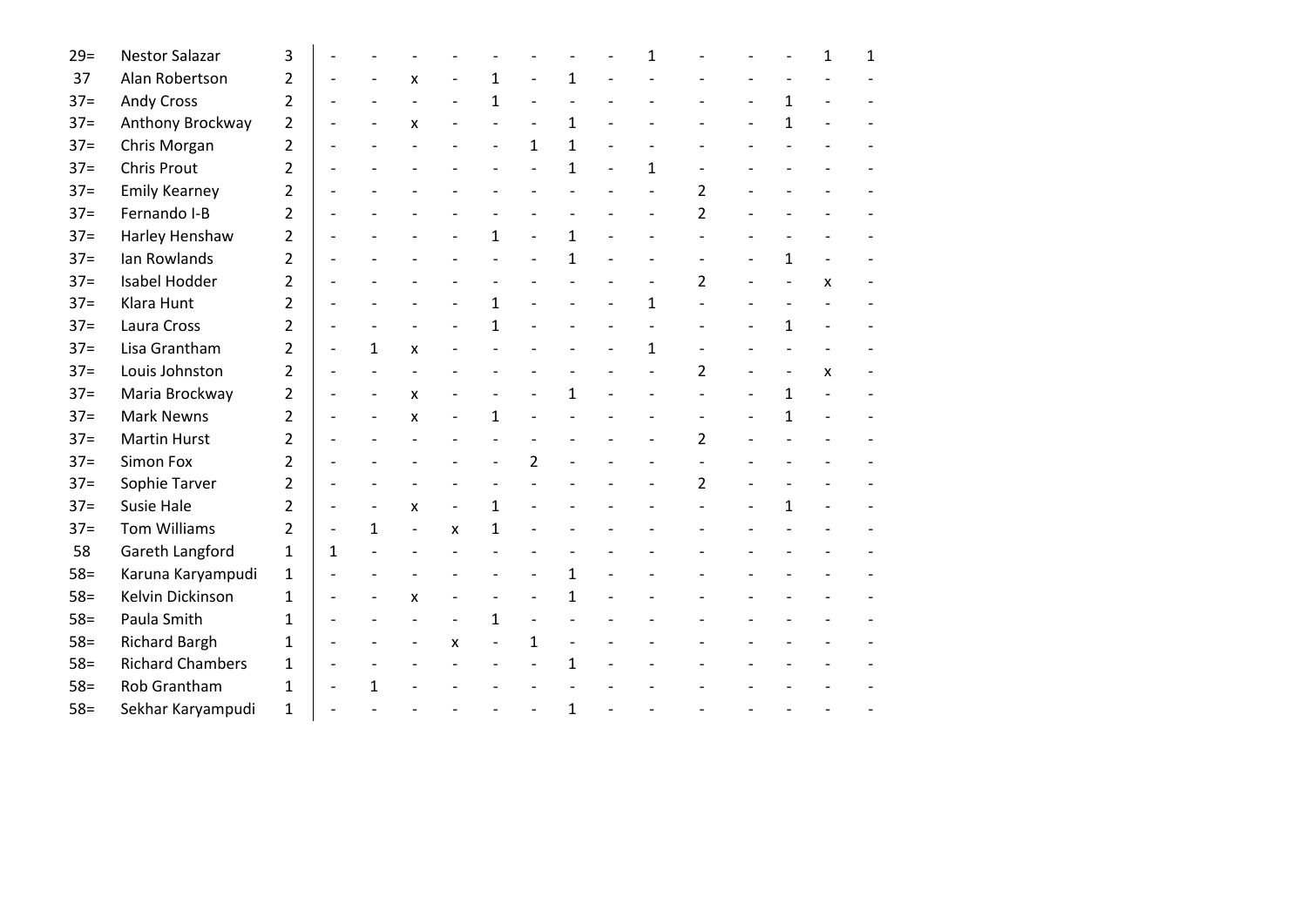| | | | | | | | | | | | | | | | | |
|---|---|---|---|---|---|---|---|---|---|---|---|---|---|---|---|---|
| 29= | Nestor Salazar | 3 | - | - | - | - | - | - | - | - | 1 | - | - | - | 1 | 1 |
| 37 | Alan Robertson | 2 | - | - | x | - | 1 | - | 1 | - | - | - | - | - | - | - |
| 37= | Andy Cross | 2 | - | - | - | - | 1 | - | - | - | - | - | - | 1 | - | - |
| 37= | Anthony Brockway | 2 | - | - | x | - | - | - | 1 | - | - | - | - | 1 | - | - |
| 37= | Chris Morgan | 2 | - | - | - | - | - | 1 | 1 | - | - | - | - | - | - | - |
| 37= | Chris Prout | 2 | - | - | - | - | - | - | 1 | - | 1 | - | - | - | - | - |
| 37= | Emily Kearney | 2 | - | - | - | - | - | - | - | - | - | 2 | - | - | - | - |
| 37= | Fernando I-B | 2 | - | - | - | - | - | - | - | - | - | 2 | - | - | - | - |
| 37= | Harley Henshaw | 2 | - | - | - | - | 1 | - | 1 | - | - | - | - | - | - | - |
| 37= | Ian Rowlands | 2 | - | - | - | - | - | - | 1 | - | - | - | - | 1 | - | - |
| 37= | Isabel Hodder | 2 | - | - | - | - | - | - | - | - | - | 2 | - | - | x | - |
| 37= | Klara Hunt | 2 | - | - | - | - | 1 | - | - | - | 1 | - | - | - | - | - |
| 37= | Laura Cross | 2 | - | - | - | - | 1 | - | - | - | - | - | - | 1 | - | - |
| 37= | Lisa Grantham | 2 | - | 1 | x | - | - | - | - | - | 1 | - | - | - | - | - |
| 37= | Louis Johnston | 2 | - | - | - | - | - | - | - | - | - | 2 | - | - | x | - |
| 37= | Maria Brockway | 2 | - | - | x | - | - | - | 1 | - | - | - | - | 1 | - | - |
| 37= | Mark Newns | 2 | - | - | x | - | 1 | - | - | - | - | - | - | 1 | - | - |
| 37= | Martin Hurst | 2 | - | - | - | - | - | - | - | - | - | 2 | - | - | - | - |
| 37= | Simon Fox | 2 | - | - | - | - | - | 2 | - | - | - | - | - | - | - | - |
| 37= | Sophie Tarver | 2 | - | - | - | - | - | - | - | - | - | 2 | - | - | - | - |
| 37= | Susie Hale | 2 | - | - | x | - | 1 | - | - | - | - | - | - | 1 | - | - |
| 37= | Tom Williams | 2 | - | 1 | - | x | 1 | - | - | - | - | - | - | - | - | - |
| 58 | Gareth Langford | 1 | 1 | - | - | - | - | - | - | - | - | - | - | - | - | - |
| 58= | Karuna Karyampudi | 1 | - | - | - | - | - | - | 1 | - | - | - | - | - | - | - |
| 58= | Kelvin Dickinson | 1 | - | - | x | - | - | - | 1 | - | - | - | - | - | - | - |
| 58= | Paula Smith | 1 | - | - | - | - | 1 | - | - | - | - | - | - | - | - | - |
| 58= | Richard Bargh | 1 | - | - | - | x | - | 1 | - | - | - | - | - | - | - | - |
| 58= | Richard Chambers | 1 | - | - | - | - | - | - | 1 | - | - | - | - | - | - | - |
| 58= | Rob Grantham | 1 | - | 1 | - | - | - | - | - | - | - | - | - | - | - | - |
| 58= | Sekhar Karyampudi | 1 | - | - | - | - | - | - | 1 | - | - | - | - | - | - | - |